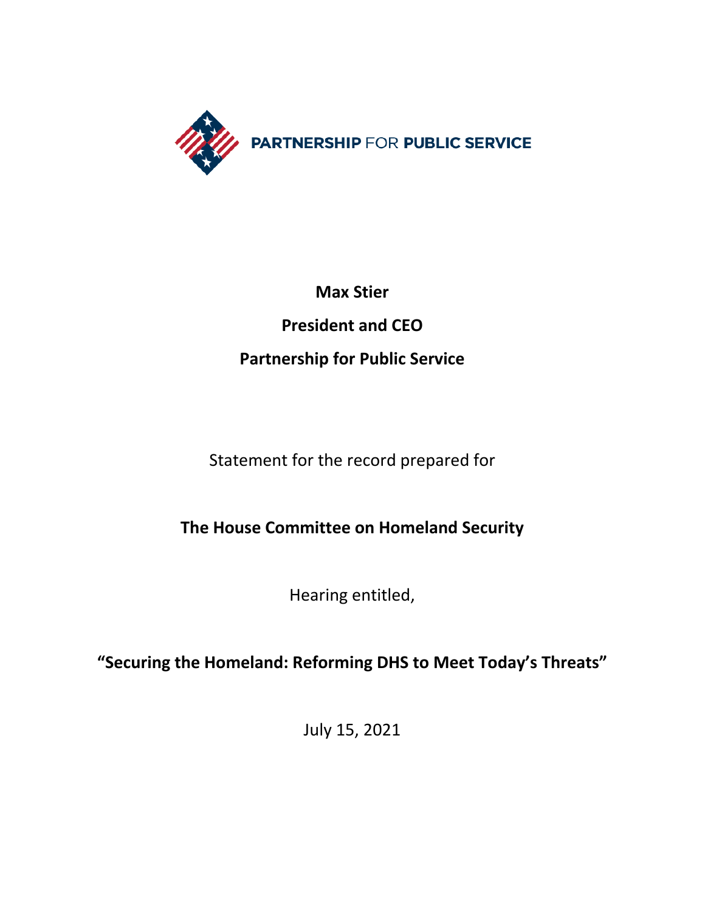**PARTNERSHIP** FOR **PUBLIC SERVICE**

**Max Stier**

**President and CEO**

**Partnership for Public Service**

Statement for the record prepared for

**The House Committee on Homeland Security**

Hearing entitled,

**"Securing the Homeland: Reforming DHS to Meet Today's Threats"**

July 15, 2021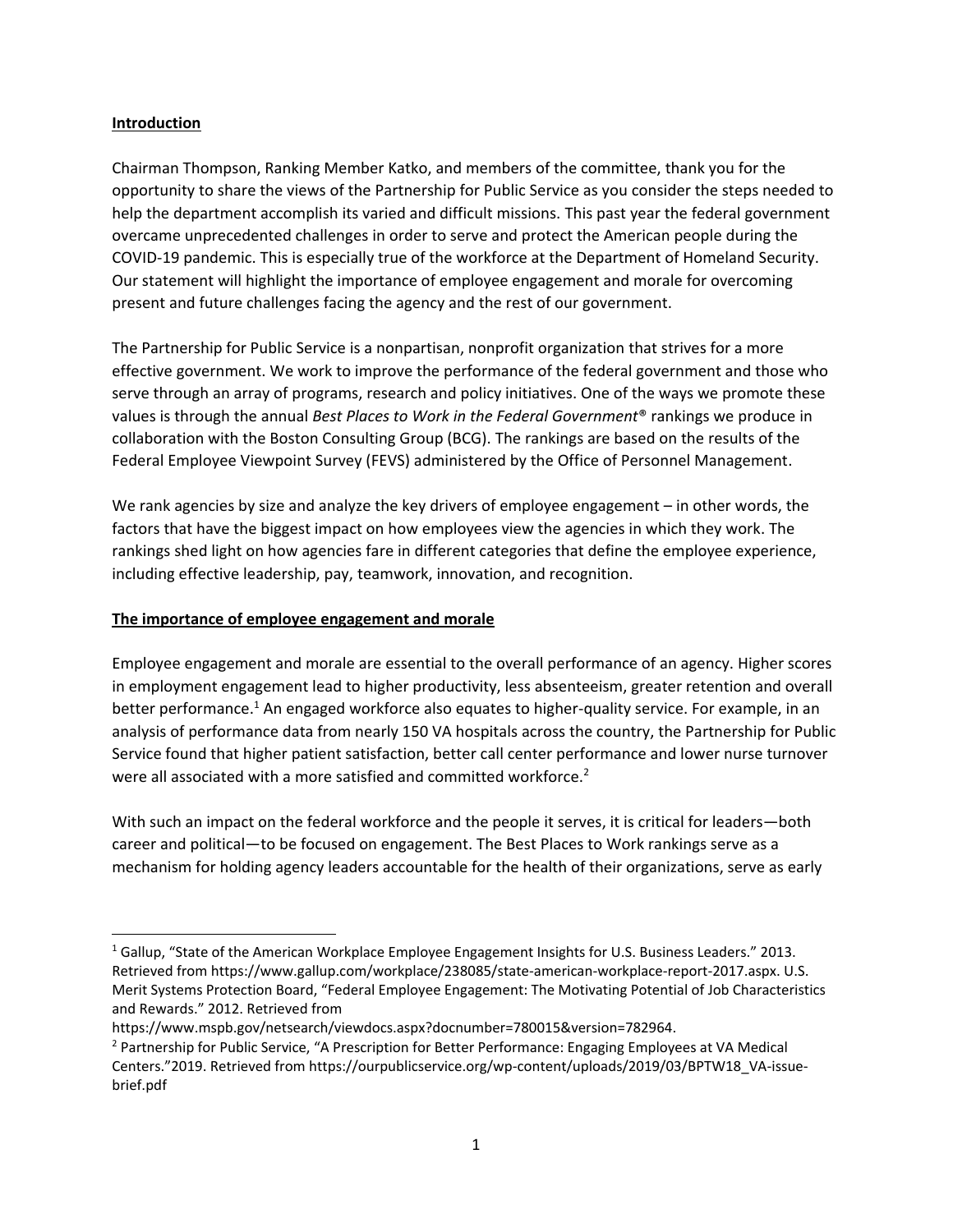## Introduction

Chairman Thompson, Ranking Member Katko, and members of the committee, thank you for the opportunity to share the views of the Partnership for Public Service as you consider the steps needed to help the department accomplish its varied and difficult missions. This past year the federal government overcame unprecedented challenges in order to serve and protect the American people during the COVID-19 pandemic. This is especially true of the workforce at the Department of Homeland Security. Our statement will highlight the importance of employee engagement and morale for overcoming present and future challenges facing the agency and the rest of our government.

The Partnership for Public Service is a nonpartisan, nonprofit organization that strives for a more effective government. We work to improve the performance of the federal government and those who serve through an array of programs, research and policy initiatives. One of the ways we promote these values is through the annual *Best Places to Work in the Federal Government®* rankings we produce in collaboration with the Boston Consulting Group (BCG). The rankings are based on the results of the Federal Employee Viewpoint Survey (FEVS) administered by the Office of Personnel Management.

We rank agencies by size and analyze the key drivers of employee engagement – in other words, the factors that have the biggest impact on how employees view the agencies in which they work. The rankings shed light on how agencies fare in different categories that define the employee experience, including effective leadership, pay, teamwork, innovation, and recognition.

## The importance of employee engagement and morale

Employee engagement and morale are essential to the overall performance of an agency. Higher scores in employment engagement lead to higher productivity, less absenteeism, greater retention and overall better performance.[1] An engaged workforce also equates to higher-quality service. For example, in an analysis of performance data from nearly 150 VA hospitals across the country, the Partnership for Public Service found that higher patient satisfaction, better call center performance and lower nurse turnover were all associated with a more satisfied and committed workforce.[2]

With such an impact on the federal workforce and the people it serves, it is critical for leaders—both career and political—to be focused on engagement. The Best Places to Work rankings serve as a mechanism for holding agency leaders accountable for the health of their organizations, serve as early

---

[1] Gallup, "State of the American Workplace Employee Engagement Insights for U.S. Business Leaders." 2013. Retrieved from https://www.gallup.com/workplace/238085/state-american-workplace-report-2017.aspx. U.S. Merit Systems Protection Board, "Federal Employee Engagement: The Motivating Potential of Job Characteristics and Rewards." 2012. Retrieved from https://www.mspb.gov/netsearch/viewdocs.aspx?docnumber=780015&version=782964.

[2] Partnership for Public Service, "A Prescription for Better Performance: Engaging Employees at VA Medical Centers."2019. Retrieved from https://ourpublicservice.org/wp-content/uploads/2019/03/BPTW18_VA-issue-brief.pdf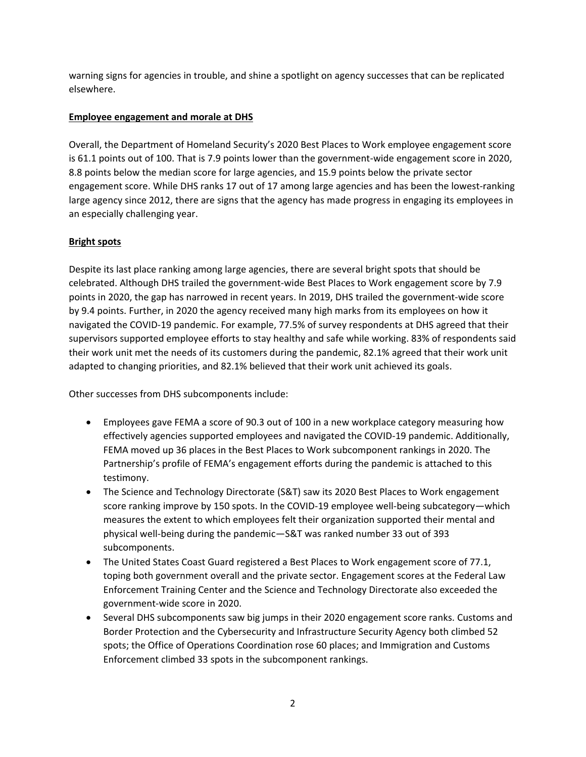warning signs for agencies in trouble, and shine a spotlight on agency successes that can be replicated elsewhere.

**Employee engagement and morale at DHS**

Overall, the Department of Homeland Security's 2020 Best Places to Work employee engagement score is 61.1 points out of 100. That is 7.9 points lower than the government-wide engagement score in 2020, 8.8 points below the median score for large agencies, and 15.9 points below the private sector engagement score. While DHS ranks 17 out of 17 among large agencies and has been the lowest-ranking large agency since 2012, there are signs that the agency has made progress in engaging its employees in an especially challenging year.

**Bright spots**

Despite its last place ranking among large agencies, there are several bright spots that should be celebrated. Although DHS trailed the government-wide Best Places to Work engagement score by 7.9 points in 2020, the gap has narrowed in recent years. In 2019, DHS trailed the government-wide score by 9.4 points. Further, in 2020 the agency received many high marks from its employees on how it navigated the COVID-19 pandemic. For example, 77.5% of survey respondents at DHS agreed that their supervisors supported employee efforts to stay healthy and safe while working. 83% of respondents said their work unit met the needs of its customers during the pandemic, 82.1% agreed that their work unit adapted to changing priorities, and 82.1% believed that their work unit achieved its goals.

Other successes from DHS subcomponents include:

- Employees gave FEMA a score of 90.3 out of 100 in a new workplace category measuring how effectively agencies supported employees and navigated the COVID-19 pandemic. Additionally, FEMA moved up 36 places in the Best Places to Work subcomponent rankings in 2020. The Partnership's profile of FEMA's engagement efforts during the pandemic is attached to this testimony.
- The Science and Technology Directorate (S&T) saw its 2020 Best Places to Work engagement score ranking improve by 150 spots. In the COVID-19 employee well-being subcategory—which measures the extent to which employees felt their organization supported their mental and physical well-being during the pandemic—S&T was ranked number 33 out of 393 subcomponents.
- The United States Coast Guard registered a Best Places to Work engagement score of 77.1, toping both government overall and the private sector. Engagement scores at the Federal Law Enforcement Training Center and the Science and Technology Directorate also exceeded the government-wide score in 2020.
- Several DHS subcomponents saw big jumps in their 2020 engagement score ranks. Customs and Border Protection and the Cybersecurity and Infrastructure Security Agency both climbed 52 spots; the Office of Operations Coordination rose 60 places; and Immigration and Customs Enforcement climbed 33 spots in the subcomponent rankings.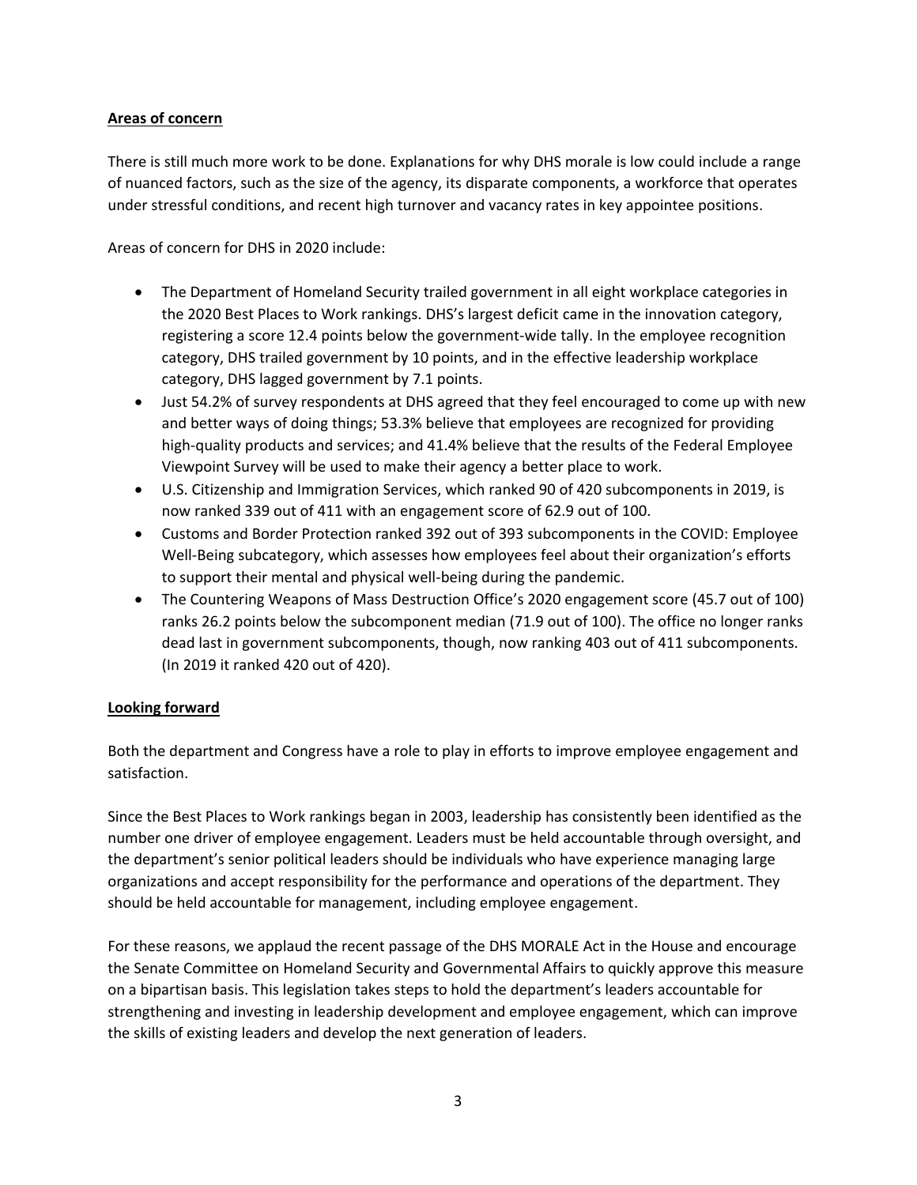## Areas of concern

There is still much more work to be done. Explanations for why DHS morale is low could include a range of nuanced factors, such as the size of the agency, its disparate components, a workforce that operates under stressful conditions, and recent high turnover and vacancy rates in key appointee positions.

Areas of concern for DHS in 2020 include:

- The Department of Homeland Security trailed government in all eight workplace categories in the 2020 Best Places to Work rankings. DHS's largest deficit came in the innovation category, registering a score 12.4 points below the government-wide tally. In the employee recognition category, DHS trailed government by 10 points, and in the effective leadership workplace category, DHS lagged government by 7.1 points.
- Just 54.2% of survey respondents at DHS agreed that they feel encouraged to come up with new and better ways of doing things; 53.3% believe that employees are recognized for providing high-quality products and services; and 41.4% believe that the results of the Federal Employee Viewpoint Survey will be used to make their agency a better place to work.
- U.S. Citizenship and Immigration Services, which ranked 90 of 420 subcomponents in 2019, is now ranked 339 out of 411 with an engagement score of 62.9 out of 100.
- Customs and Border Protection ranked 392 out of 393 subcomponents in the COVID: Employee Well-Being subcategory, which assesses how employees feel about their organization's efforts to support their mental and physical well-being during the pandemic.
- The Countering Weapons of Mass Destruction Office's 2020 engagement score (45.7 out of 100) ranks 26.2 points below the subcomponent median (71.9 out of 100). The office no longer ranks dead last in government subcomponents, though, now ranking 403 out of 411 subcomponents. (In 2019 it ranked 420 out of 420).

## Looking forward

Both the department and Congress have a role to play in efforts to improve employee engagement and satisfaction.

Since the Best Places to Work rankings began in 2003, leadership has consistently been identified as the number one driver of employee engagement. Leaders must be held accountable through oversight, and the department's senior political leaders should be individuals who have experience managing large organizations and accept responsibility for the performance and operations of the department. They should be held accountable for management, including employee engagement.

For these reasons, we applaud the recent passage of the DHS MORALE Act in the House and encourage the Senate Committee on Homeland Security and Governmental Affairs to quickly approve this measure on a bipartisan basis. This legislation takes steps to hold the department's leaders accountable for strengthening and investing in leadership development and employee engagement, which can improve the skills of existing leaders and develop the next generation of leaders.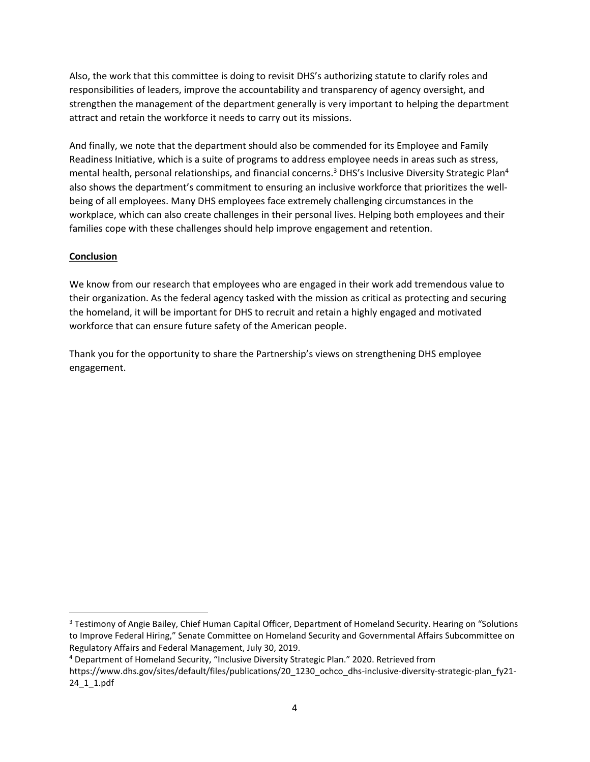Also, the work that this committee is doing to revisit DHS's authorizing statute to clarify roles and responsibilities of leaders, improve the accountability and transparency of agency oversight, and strengthen the management of the department generally is very important to helping the department attract and retain the workforce it needs to carry out its missions.

And finally, we note that the department should also be commended for its Employee and Family Readiness Initiative, which is a suite of programs to address employee needs in areas such as stress, mental health, personal relationships, and financial concerns.[3] DHS's Inclusive Diversity Strategic Plan[4] also shows the department's commitment to ensuring an inclusive workforce that prioritizes the well-being of all employees. Many DHS employees face extremely challenging circumstances in the workplace, which can also create challenges in their personal lives. Helping both employees and their families cope with these challenges should help improve engagement and retention.

**Conclusion**

We know from our research that employees who are engaged in their work add tremendous value to their organization. As the federal agency tasked with the mission as critical as protecting and securing the homeland, it will be important for DHS to recruit and retain a highly engaged and motivated workforce that can ensure future safety of the American people.

Thank you for the opportunity to share the Partnership's views on strengthening DHS employee engagement.

---

[3] Testimony of Angie Bailey, Chief Human Capital Officer, Department of Homeland Security. Hearing on "Solutions to Improve Federal Hiring," Senate Committee on Homeland Security and Governmental Affairs Subcommittee on Regulatory Affairs and Federal Management, July 30, 2019.

[4] Department of Homeland Security, "Inclusive Diversity Strategic Plan." 2020. Retrieved from https://www.dhs.gov/sites/default/files/publications/20_1230_ochco_dhs-inclusive-diversity-strategic-plan_fy21-24_1_1.pdf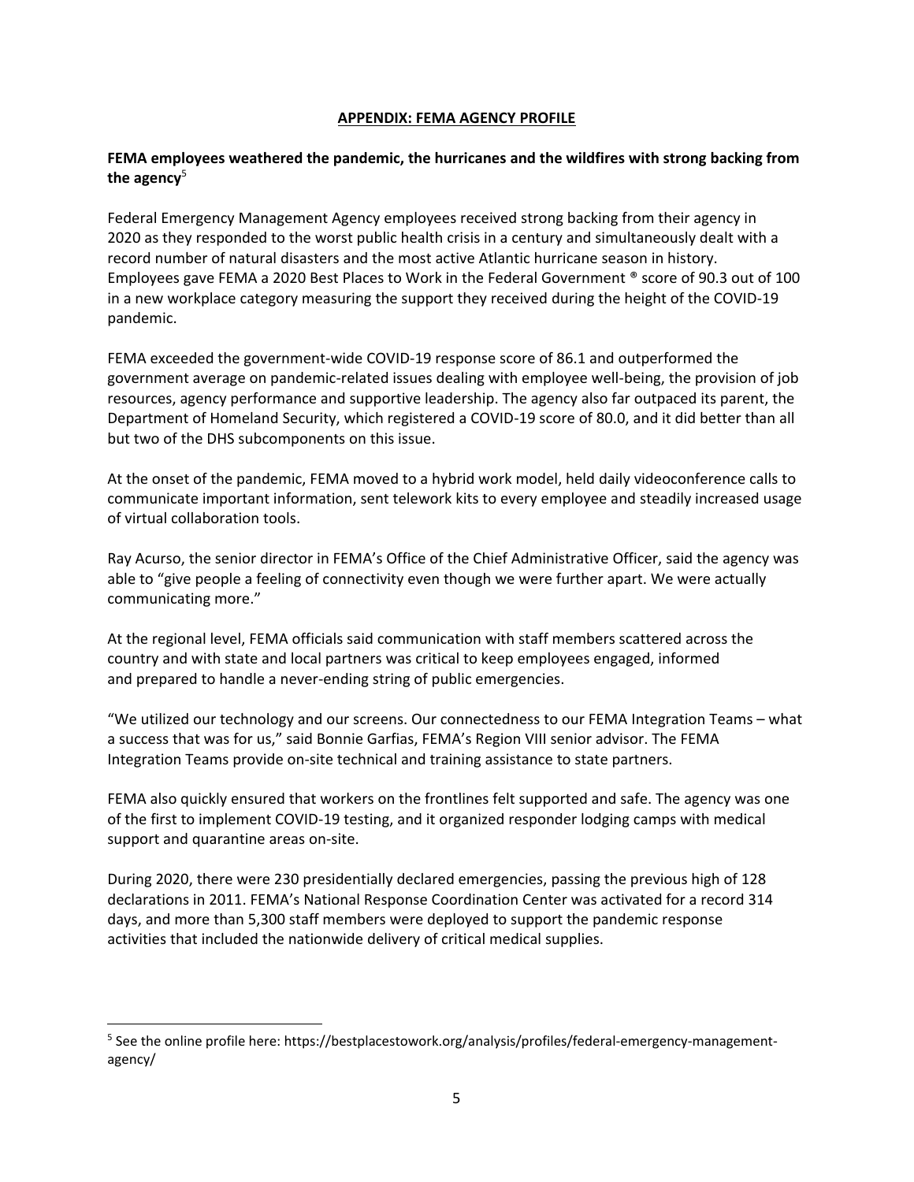## APPENDIX: FEMA AGENCY PROFILE

**FEMA employees weathered the pandemic, the hurricanes and the wildfires with strong backing from the agency**[5]

Federal Emergency Management Agency employees received strong backing from their agency in 2020 as they responded to the worst public health crisis in a century and simultaneously dealt with a record number of natural disasters and the most active Atlantic hurricane season in history. Employees gave FEMA a 2020 Best Places to Work in the Federal Government ® score of 90.3 out of 100 in a new workplace category measuring the support they received during the height of the COVID-19 pandemic.

FEMA exceeded the government-wide COVID-19 response score of 86.1 and outperformed the government average on pandemic-related issues dealing with employee well-being, the provision of job resources, agency performance and supportive leadership. The agency also far outpaced its parent, the Department of Homeland Security, which registered a COVID-19 score of 80.0, and it did better than all but two of the DHS subcomponents on this issue.

At the onset of the pandemic, FEMA moved to a hybrid work model, held daily videoconference calls to communicate important information, sent telework kits to every employee and steadily increased usage of virtual collaboration tools.

Ray Acurso, the senior director in FEMA's Office of the Chief Administrative Officer, said the agency was able to "give people a feeling of connectivity even though we were further apart. We were actually communicating more."

At the regional level, FEMA officials said communication with staff members scattered across the country and with state and local partners was critical to keep employees engaged, informed and prepared to handle a never-ending string of public emergencies.

"We utilized our technology and our screens. Our connectedness to our FEMA Integration Teams – what a success that was for us," said Bonnie Garfias, FEMA's Region VIII senior advisor. The FEMA Integration Teams provide on-site technical and training assistance to state partners.

FEMA also quickly ensured that workers on the frontlines felt supported and safe. The agency was one of the first to implement COVID-19 testing, and it organized responder lodging camps with medical support and quarantine areas on-site.

During 2020, there were 230 presidentially declared emergencies, passing the previous high of 128 declarations in 2011. FEMA's National Response Coordination Center was activated for a record 314 days, and more than 5,300 staff members were deployed to support the pandemic response activities that included the nationwide delivery of critical medical supplies.

---

[5] See the online profile here: https://bestplacestowork.org/analysis/profiles/federal-emergency-management-agency/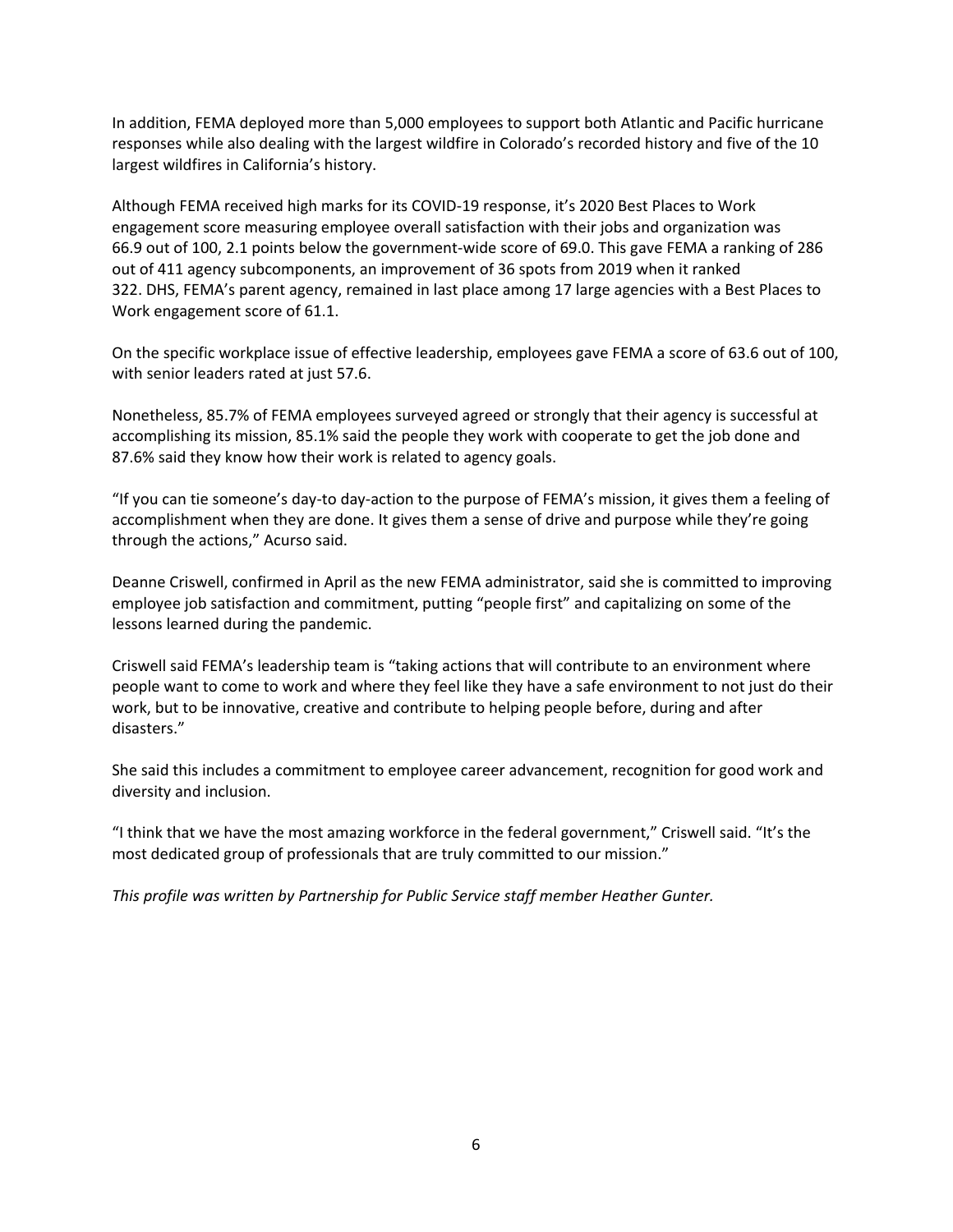In addition, FEMA deployed more than 5,000 employees to support both Atlantic and Pacific hurricane responses while also dealing with the largest wildfire in Colorado's recorded history and five of the 10 largest wildfires in California's history.

Although FEMA received high marks for its COVID-19 response, it's 2020 Best Places to Work engagement score measuring employee overall satisfaction with their jobs and organization was 66.9 out of 100, 2.1 points below the government-wide score of 69.0. This gave FEMA a ranking of 286 out of 411 agency subcomponents, an improvement of 36 spots from 2019 when it ranked 322. DHS, FEMA's parent agency, remained in last place among 17 large agencies with a Best Places to Work engagement score of 61.1.

On the specific workplace issue of effective leadership, employees gave FEMA a score of 63.6 out of 100, with senior leaders rated at just 57.6.

Nonetheless, 85.7% of FEMA employees surveyed agreed or strongly that their agency is successful at accomplishing its mission, 85.1% said the people they work with cooperate to get the job done and 87.6% said they know how their work is related to agency goals.

"If you can tie someone's day-to day-action to the purpose of FEMA's mission, it gives them a feeling of accomplishment when they are done. It gives them a sense of drive and purpose while they're going through the actions," Acurso said.

Deanne Criswell, confirmed in April as the new FEMA administrator, said she is committed to improving employee job satisfaction and commitment, putting "people first" and capitalizing on some of the lessons learned during the pandemic.

Criswell said FEMA's leadership team is "taking actions that will contribute to an environment where people want to come to work and where they feel like they have a safe environment to not just do their work, but to be innovative, creative and contribute to helping people before, during and after disasters."

She said this includes a commitment to employee career advancement, recognition for good work and diversity and inclusion.

"I think that we have the most amazing workforce in the federal government," Criswell said. "It's the most dedicated group of professionals that are truly committed to our mission."

*This profile was written by Partnership for Public Service staff member Heather Gunter.*